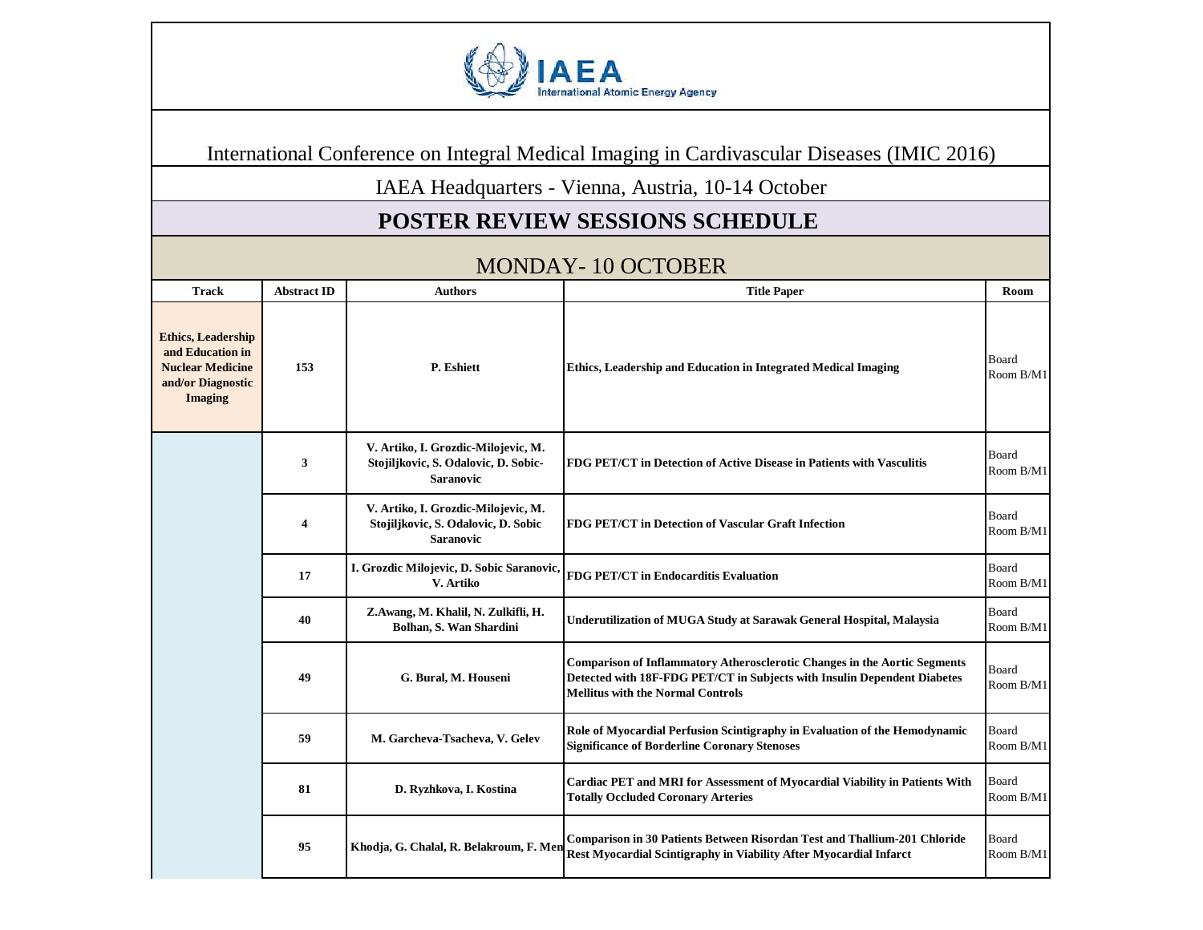International Conference on Integral Medical Imaging in Cardivascular Diseases (IMIC 2016)

IAEA Headquarters - Vienna, Austria, 10-14 October

# POSTER REVIEW SESSIONS SCHEDULE

## MONDAY- 10 OCTOBER

| Track | Abstract ID | Authors | Title Paper | Room |
|---|---|---|---|---|
| **Ethics, Leadership and Education in Nuclear Medicine and/or Diagnostic Imaging** | **153** | **P. Eshiett** | **Ethics, Leadership and Education in Integrated Medical Imaging** | Board Room B/M1 |
| | **3** | **V. Artiko, I. Grozdic-Milojevic, M. Stojiljkovic, S. Odalovic, D. Sobic-Saranovic** | **FDG PET/CT in Detection of Active Disease in Patients with Vasculitis** | Board Room B/M1 |
| | **4** | **V. Artiko, I. Grozdic-Milojevic, M. Stojiljkovic, S. Odalovic, D. Sobic Saranovic** | **FDG PET/CT in Detection of Vascular Graft Infection** | Board Room B/M1 |
| | **17** | **I. Grozdic Milojevic, D. Sobic Saranovic, V. Artiko** | **FDG PET/CT in Endocarditis Evaluation** | Board Room B/M1 |
| | **40** | **Z.Awang, M. Khalil, N. Zulkifli, H. Bolhan, S. Wan Shardini** | **Underutilization of MUGA Study at Sarawak General Hospital, Malaysia** | Board Room B/M1 |
| | **49** | **G. Bural, M. Houseni** | **Comparison of Inflammatory Atherosclerotic Changes in the Aortic Segments Detected with 18F-FDG PET/CT in Subjects with Insulin Dependent Diabetes Mellitus with the Normal Controls** | Board Room B/M1 |
| | **59** | **M. Garcheva-Tsacheva, V. Gelev** | **Role of Myocardial Perfusion Scintigraphy in Evaluation of the Hemodynamic Significance of Borderline Coronary Stenoses** | Board Room B/M1 |
| | **81** | **D. Ryzhkova, I. Kostina** | **Cardiac PET and MRI for Assessment of Myocardial Viability in Patients With Totally Occluded Coronary Arteries** | Board Room B/M1 |
| | **95** | **Khodja, G. Chalal, R. Belakroum, F. Men** | **Comparison in 30 Patients Between Risordan Test and Thallium-201 Chloride Rest Myocardial Scintigraphy in Viability After Myocardial Infarct** | Board Room B/M1 |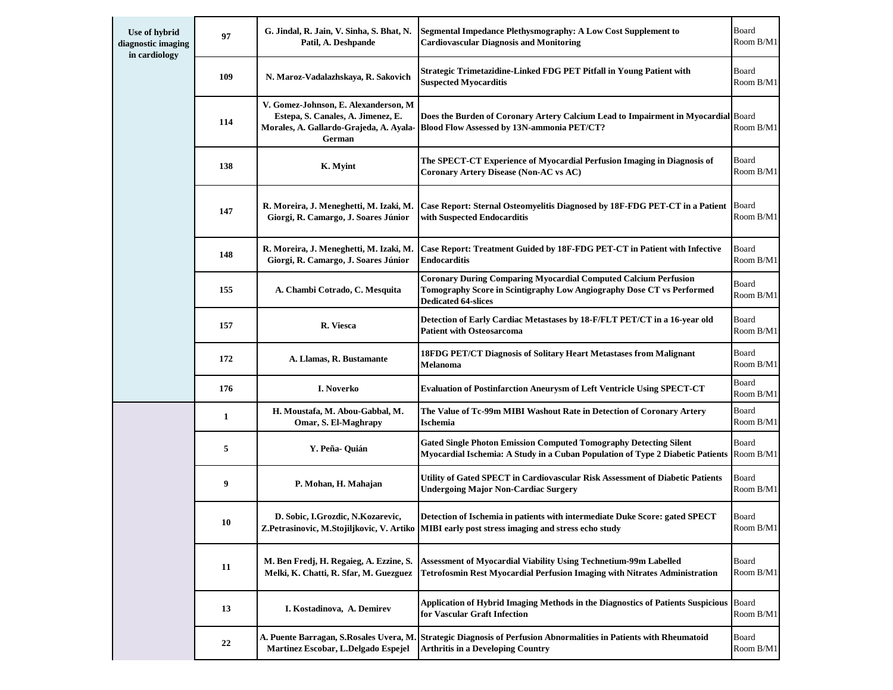| | | | | |
|---|---|---|---|---|
| **Use of hybrid diagnostic imaging in cardiology** | **97** | **G. Jindal, R. Jain, V. Sinha, S. Bhat, N. Patil, A. Deshpande** | **Segmental Impedance Plethysmography: A Low Cost Supplement to Cardiovascular Diagnosis and Monitoring** | Board Room B/M1 |
| | **109** | **N. Maroz-Vadalazhskaya, R. Sakovich** | **Strategic Trimetazidine-Linked FDG PET Pitfall in Young Patient with Suspected Myocarditis** | Board Room B/M1 |
| | **114** | **V. Gomez-Johnson, E. Alexanderson, M Estepa, S. Canales, A. Jimenez, E. Morales, A. Gallardo-Grajeda, A. Ayala-German** | **Does the Burden of Coronary Artery Calcium Lead to Impairment in Myocardial Blood Flow Assessed by 13N-ammonia PET/CT?** | Board Room B/M1 |
| | **138** | **K. Myint** | **The SPECT-CT Experience of Myocardial Perfusion Imaging in Diagnosis of Coronary Artery Disease (Non-AC vs AC)** | Board Room B/M1 |
| | **147** | **R. Moreira, J. Meneghetti, M. Izaki, M. Giorgi, R. Camargo, J. Soares Júnior** | **Case Report: Sternal Osteomyelitis Diagnosed by 18F-FDG PET-CT in a Patient with Suspected Endocarditis** | Board Room B/M1 |
| | **148** | **R. Moreira, J. Meneghetti, M. Izaki, M. Giorgi, R. Camargo, J. Soares Júnior** | **Case Report: Treatment Guided by 18F-FDG PET-CT in Patient with Infective Endocarditis** | Board Room B/M1 |
| | **155** | **A. Chambi Cotrado, C. Mesquita** | **Coronary During Comparing Myocardial Computed Calcium Perfusion Tomography Score in Scintigraphy Low Angiography Dose CT vs Performed Dedicated 64-slices** | Board Room B/M1 |
| | **157** | **R. Viesca** | **Detection of Early Cardiac Metastases by 18-F/FLT PET/CT in a 16-year old Patient with Osteosarcoma** | Board Room B/M1 |
| | **172** | **A. Llamas, R. Bustamante** | **18FDG PET/CT Diagnosis of Solitary Heart Metastases from Malignant Melanoma** | Board Room B/M1 |
| | **176** | **I. Noverko** | **Evaluation of Postinfarction Aneurysm of Left Ventricle Using SPECT-CT** | Board Room B/M1 |
| | **1** | **H. Moustafa, M. Abou-Gabbal, M. Omar, S. El-Maghrapy** | **The Value of Tc-99m MIBI Washout Rate in Detection of Coronary Artery Ischemia** | Board Room B/M1 |
| | **5** | **Y. Peña- Quián** | **Gated Single Photon Emission Computed Tomography Detecting Silent Myocardial Ischemia: A Study in a Cuban Population of Type 2 Diabetic Patients** | Board Room B/M1 |
| | **9** | **P. Mohan, H. Mahajan** | **Utility of Gated SPECT in Cardiovascular Risk Assessment of Diabetic Patients Undergoing Major Non-Cardiac Surgery** | Board Room B/M1 |
| | **10** | **D. Sobic, I.Grozdic, N.Kozarevic, Z.Petrasinovic, M.Stojiljkovic, V. Artiko** | **Detection of Ischemia in patients with intermediate Duke Score: gated SPECT MIBI early post stress imaging and stress echo study** | Board Room B/M1 |
| | **11** | **M. Ben Fredj, H. Regaieg, A. Ezzine, S. Melki, K. Chatti, R. Sfar, M. Guezguez** | **Assessment of Myocardial Viability Using Technetium-99m Labelled Tetrofosmin Rest Myocardial Perfusion Imaging with Nitrates Administration** | Board Room B/M1 |
| | **13** | **I. Kostadinova, A. Demirev** | **Application of Hybrid Imaging Methods in the Diagnostics of Patients Suspicious for Vascular Graft Infection** | Board Room B/M1 |
| | **22** | **A. Puente Barragan, S.Rosales Uvera, M. Martinez Escobar, L.Delgado Espejel** | **Strategic Diagnosis of Perfusion Abnormalities in Patients with Rheumatoid Arthritis in a Developing Country** | Board Room B/M1 |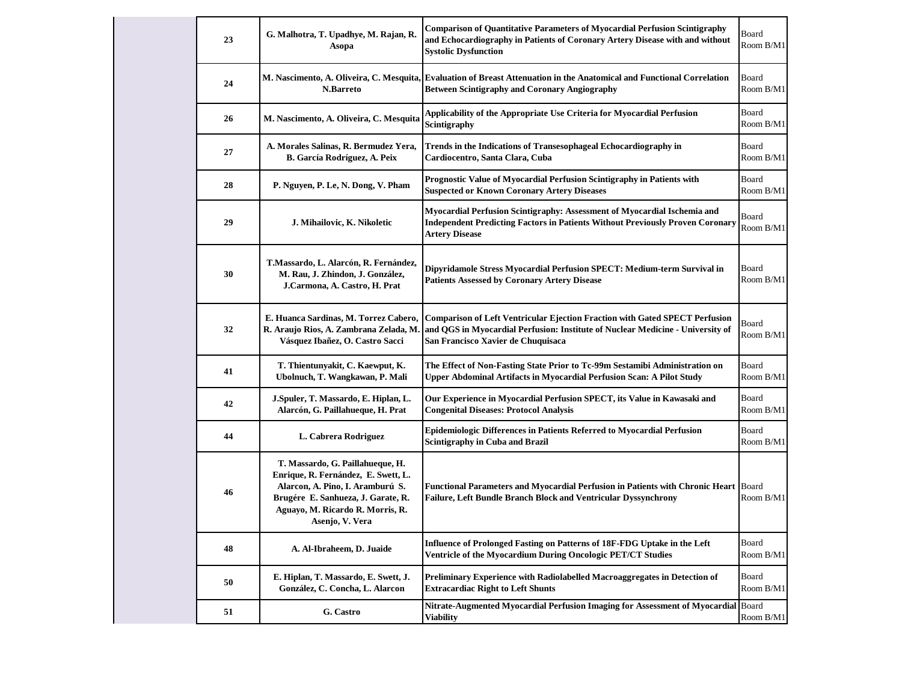|  |  |  |  |  |
|---|---|---|---|---|
|  | 23 | G. Malhotra, T. Upadhye, M. Rajan, R. Asopa | Comparison of Quantitative Parameters of Myocardial Perfusion Scintigraphy and Echocardiography in Patients of Coronary Artery Disease with and without Systolic Dysfunction | Board Room B/M1 |
|  | 24 | M. Nascimento, A. Oliveira, C. Mesquita, N.Barreto | Evaluation of Breast Attenuation in the Anatomical and Functional Correlation Between Scintigraphy and Coronary Angiography | Board Room B/M1 |
|  | 26 | M. Nascimento, A. Oliveira, C. Mesquita | Applicability of the Appropriate Use Criteria for Myocardial Perfusion Scintigraphy | Board Room B/M1 |
|  | 27 | A. Morales Salinas, R. Bermudez Yera, B. García Rodríguez, A. Peix | Trends in the Indications of Transesophageal Echocardiography in Cardiocentro, Santa Clara, Cuba | Board Room B/M1 |
|  | 28 | P. Nguyen, P. Le, N. Dong, V. Pham | Prognostic Value of Myocardial Perfusion Scintigraphy in Patients with Suspected or Known Coronary Artery Diseases | Board Room B/M1 |
|  | 29 | J. Mihailovic, K. Nikoletic | Myocardial Perfusion Scintigraphy: Assessment of Myocardial Ischemia and Independent Predicting Factors in Patients Without Previously Proven Coronary Artery Disease | Board Room B/M1 |
|  | 30 | T.Massardo, L. Alarcón, R. Fernández, M. Rau, J. Zhindon, J. González, J.Carmona, A. Castro, H. Prat | Dipyridamole Stress Myocardial Perfusion SPECT: Medium-term Survival in Patients Assessed by Coronary Artery Disease | Board Room B/M1 |
|  | 32 | E. Huanca Sardinas, M. Torrez Cabero, R. Araujo Rios, A. Zambrana Zelada, M. Vásquez Ibañez, O. Castro Sacci | Comparison of Left Ventricular Ejection Fraction with Gated SPECT Perfusion and QGS in Myocardial Perfusion: Institute of Nuclear Medicine - University of San Francisco Xavier de Chuquisaca | Board Room B/M1 |
|  | 41 | T. Thientunyakit, C. Kaewput, K. Ubolnuch, T. Wangkawan, P. Mali | The Effect of Non-Fasting State Prior to Tc-99m Sestamibi Administration on Upper Abdominal Artifacts in Myocardial Perfusion Scan: A Pilot Study | Board Room B/M1 |
|  | 42 | J.Spuler, T. Massardo, E. Hiplan, L. Alarcón, G. Paillahueque, H. Prat | Our Experience in Myocardial Perfusion SPECT, its Value in Kawasaki and Congenital Diseases: Protocol Analysis | Board Room B/M1 |
|  | 44 | L. Cabrera Rodriguez | Epidemiologic Differences in Patients Referred to Myocardial Perfusion Scintigraphy in Cuba and Brazil | Board Room B/M1 |
|  | 46 | T. Massardo, G. Paillahueque, H. Enrique, R. Fernández, E. Swett, L. Alarcon, A. Pino, I. Aramburú S. Brugére E. Sanhueza, J. Garate, R. Aguayo, M. Ricardo R. Morris, R. Asenjo, V. Vera | Functional Parameters and Myocardial Perfusion in Patients with Chronic Heart Failure, Left Bundle Branch Block and Ventricular Dyssynchrony | Board Room B/M1 |
|  | 48 | A. Al-Ibraheem, D. Juaide | Influence of Prolonged Fasting on Patterns of 18F-FDG Uptake in the Left Ventricle of the Myocardium During Oncologic PET/CT Studies | Board Room B/M1 |
|  | 50 | E. Hiplan, T. Massardo, E. Swett, J. González, C. Concha, L. Alarcon | Preliminary Experience with Radiolabelled Macroaggregates in Detection of Extracardiac Right to Left Shunts | Board Room B/M1 |
|  | 51 | G. Castro | Nitrate-Augmented Myocardial Perfusion Imaging for Assessment of Myocardial Viability | Board Room B/M1 |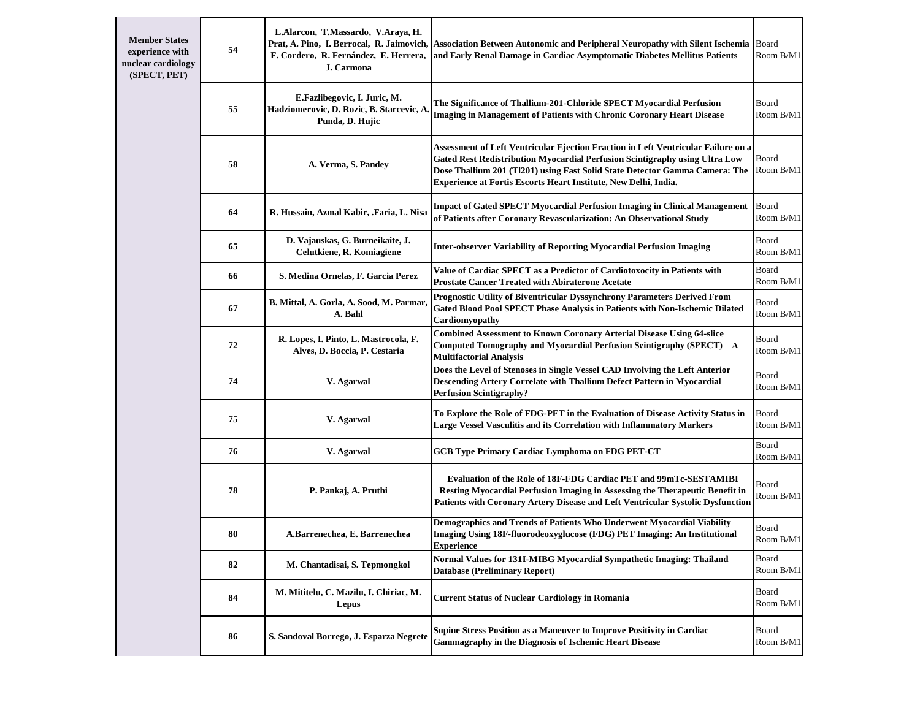| Member States experience with nuclear cardiology (SPECT, PET) | 54 | L.Alarcon, T.Massardo, V.Araya, H. Prat, A. Pino, I. Berrocal, R. Jaimovich, F. Cordero, R. Fernández, E. Herrera, J. Carmona | Association Between Autonomic and Peripheral Neuropathy with Silent Ischemia and Early Renal Damage in Cardiac Asymptomatic Diabetes Mellitus Patients | Board Room B/M1 |
|---|---|---|---|---|
| | 55 | E.Fazlibegovic, I. Juric, M. Hadziomerovic, D. Rozic, B. Starcevic, A. Punda, D. Hujic | The Significance of Thallium-201-Chloride SPECT Myocardial Perfusion Imaging in Management of Patients with Chronic Coronary Heart Disease | Board Room B/M1 |
| | 58 | A. Verma, S. Pandey | Assessment of Left Ventricular Ejection Fraction in Left Ventricular Failure on a Gated Rest Redistribution Myocardial Perfusion Scintigraphy using Ultra Low Dose Thallium 201 (Tl201) using Fast Solid State Detector Gamma Camera: The Experience at Fortis Escorts Heart Institute, New Delhi, India. | Board Room B/M1 |
| | 64 | R. Hussain, Azmal Kabir, .Faria, L. Nisa | Impact of Gated SPECT Myocardial Perfusion Imaging in Clinical Management of Patients after Coronary Revascularization: An Observational Study | Board Room B/M1 |
| | 65 | D. Vajauskas, G. Burneikaite, J. Celutkiene, R. Komiagiene | Inter-observer Variability of Reporting Myocardial Perfusion Imaging | Board Room B/M1 |
| | 66 | S. Medina Ornelas, F. Garcia Perez | Value of Cardiac SPECT as a Predictor of Cardiotoxocity in Patients with Prostate Cancer Treated with Abiraterone Acetate | Board Room B/M1 |
| | 67 | B. Mittal, A. Gorla, A. Sood, M. Parmar, A. Bahl | Prognostic Utility of Biventricular Dyssynchrony Parameters Derived From Gated Blood Pool SPECT Phase Analysis in Patients with Non-Ischemic Dilated Cardiomyopathy | Board Room B/M1 |
| | 72 | R. Lopes, I. Pinto, L. Mastrocola, F. Alves, D. Boccia, P. Cestaria | Combined Assessment to Known Coronary Arterial Disease Using 64-slice Computed Tomography and Myocardial Perfusion Scintigraphy (SPECT) – A Multifactorial Analysis | Board Room B/M1 |
| | 74 | V. Agarwal | Does the Level of Stenoses in Single Vessel CAD Involving the Left Anterior Descending Artery Correlate with Thallium Defect Pattern in Myocardial Perfusion Scintigraphy? | Board Room B/M1 |
| | 75 | V. Agarwal | To Explore the Role of FDG-PET in the Evaluation of Disease Activity Status in Large Vessel Vasculitis and its Correlation with Inflammatory Markers | Board Room B/M1 |
| | 76 | V. Agarwal | GCB Type Primary Cardiac Lymphoma on FDG PET-CT | Board Room B/M1 |
| | 78 | P. Pankaj, A. Pruthi | Evaluation of the Role of 18F-FDG Cardiac PET and 99mTc-SESTAMIBI Resting Myocardial Perfusion Imaging in Assessing the Therapeutic Benefit in Patients with Coronary Artery Disease and Left Ventricular Systolic Dysfunction | Board Room B/M1 |
| | 80 | A.Barrenechea, E. Barrenechea | Demographics and Trends of Patients Who Underwent Myocardial Viability Imaging Using 18F-fluorodeoxyglucose (FDG) PET Imaging: An Institutional Experience | Board Room B/M1 |
| | 82 | M. Chantadisai, S. Tepmongkol | Normal Values for 131I-MIBG Myocardial Sympathetic Imaging: Thailand Database (Preliminary Report) | Board Room B/M1 |
| | 84 | M. Mititelu, C. Mazilu, I. Chiriac, M. Lepus | Current Status of Nuclear Cardiology in Romania | Board Room B/M1 |
| | 86 | S. Sandoval Borrego, J. Esparza Negrete | Supine Stress Position as a Maneuver to Improve Positivity in Cardiac Gammagraphy in the Diagnosis of Ischemic Heart Disease | Board Room B/M1 |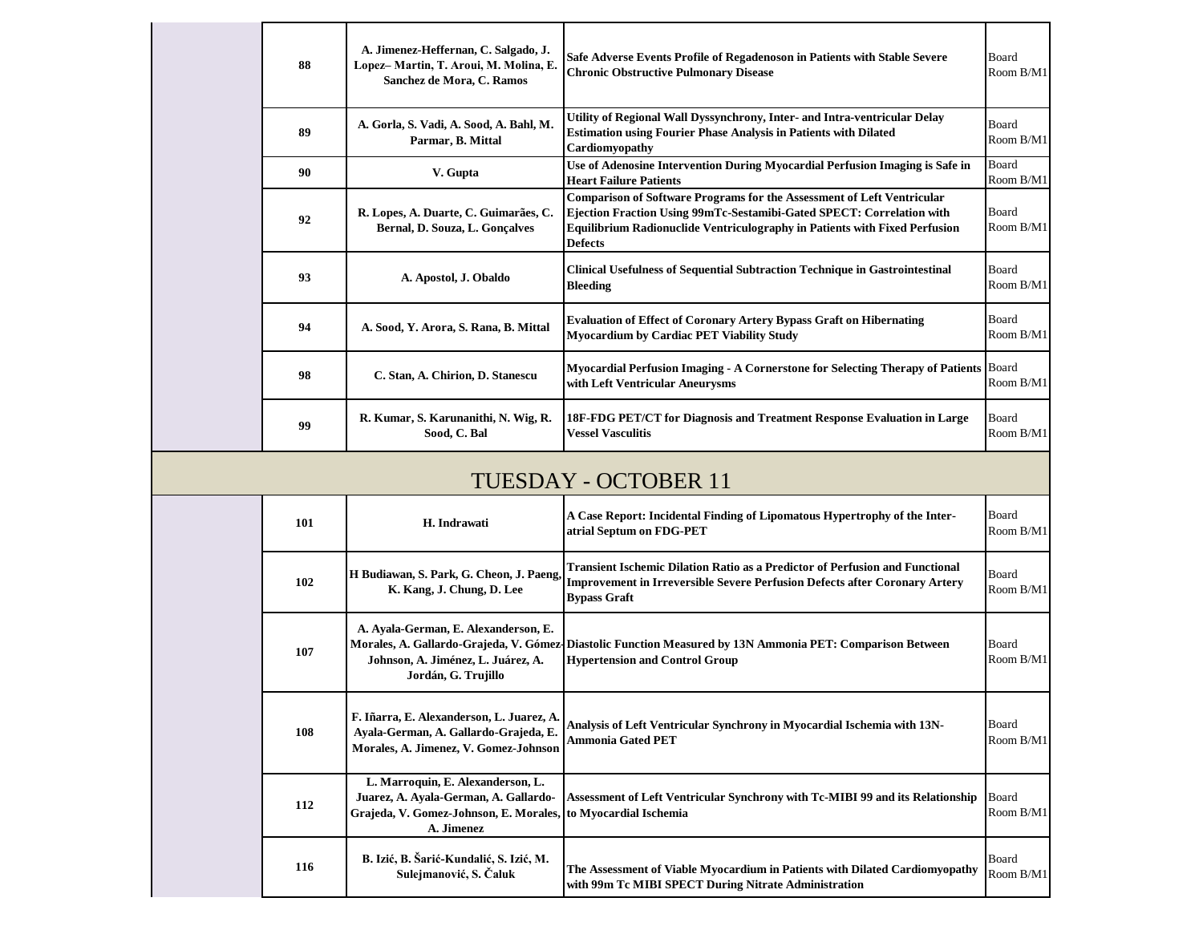| | No. | Authors | Title | Location |
|---|---|---|---|---|
| | 88 | A. Jimenez-Heffernan, C. Salgado, J. Lopez– Martin, T. Aroui, M. Molina, E. Sanchez de Mora, C. Ramos | Safe Adverse Events Profile of Regadenoson in Patients with Stable Severe Chronic Obstructive Pulmonary Disease | Board Room B/M1 |
| | 89 | A. Gorla, S. Vadi, A. Sood, A. Bahl, M. Parmar, B. Mittal | Utility of Regional Wall Dyssynchrony, Inter- and Intra-ventricular Delay Estimation using Fourier Phase Analysis in Patients with Dilated Cardiomyopathy | Board Room B/M1 |
| | 90 | V. Gupta | Use of Adenosine Intervention During Myocardial Perfusion Imaging is Safe in Heart Failure Patients | Board Room B/M1 |
| | 92 | R. Lopes, A. Duarte, C. Guimarães, C. Bernal, D. Souza, L. Gonçalves | Comparison of Software Programs for the Assessment of Left Ventricular Ejection Fraction Using 99mTc-Sestamibi-Gated SPECT: Correlation with Equilibrium Radionuclide Ventriculography in Patients with Fixed Perfusion Defects | Board Room B/M1 |
| | 93 | A. Apostol, J. Obaldo | Clinical Usefulness of Sequential Subtraction Technique in Gastrointestinal Bleeding | Board Room B/M1 |
| | 94 | A. Sood, Y. Arora, S. Rana, B. Mittal | Evaluation of Effect of Coronary Artery Bypass Graft on Hibernating Myocardium by Cardiac PET Viability Study | Board Room B/M1 |
| | 98 | C. Stan, A. Chirion, D. Stanescu | Myocardial Perfusion Imaging - A Cornerstone for Selecting Therapy of Patients with Left Ventricular Aneurysms | Board Room B/M1 |
| | 99 | R. Kumar, S. Karunanithi, N. Wig, R. Sood, C. Bal | 18F-FDG PET/CT for Diagnosis and Treatment Response Evaluation in Large Vessel Vasculitis | Board Room B/M1 |

## TUESDAY - OCTOBER 11

| | No. | Authors | Title | Location |
|---|---|---|---|---|
| | 101 | H. Indrawati | A Case Report: Incidental Finding of Lipomatous Hypertrophy of the Inter-atrial Septum on FDG-PET | Board Room B/M1 |
| | 102 | H Budiawan, S. Park, G. Cheon, J. Paeng, K. Kang, J. Chung, D. Lee | Transient Ischemic Dilation Ratio as a Predictor of Perfusion and Functional Improvement in Irreversible Severe Perfusion Defects after Coronary Artery Bypass Graft | Board Room B/M1 |
| | 107 | A. Ayala-German, E. Alexanderson, E. Morales, A. Gallardo-Grajeda, V. Gómez-Johnson, A. Jiménez, L. Juárez, A. Jordán, G. Trujillo | Diastolic Function Measured by 13N Ammonia PET: Comparison Between Hypertension and Control Group | Board Room B/M1 |
| | 108 | F. Iñarra, E. Alexanderson, L. Juarez, A. Ayala-German, A. Gallardo-Grajeda, E. Morales, A. Jimenez, V. Gomez-Johnson | Analysis of Left Ventricular Synchrony in Myocardial Ischemia with 13N-Ammonia Gated PET | Board Room B/M1 |
| | 112 | L. Marroquin, E. Alexanderson, L. Juarez, A. Ayala-German, A. Gallardo-Grajeda, V. Gomez-Johnson, E. Morales, A. Jimenez | Assessment of Left Ventricular Synchrony with Tc-MIBI 99 and its Relationship to Myocardial Ischemia | Board Room B/M1 |
| | 116 | B. Izić, B. Šarić-Kundalić, S. Izić, M. Sulejmanović, S. Čaluk | The Assessment of Viable Myocardium in Patients with Dilated Cardiomyopathy with 99m Tc MIBI SPECT During Nitrate Administration | Board Room B/M1 |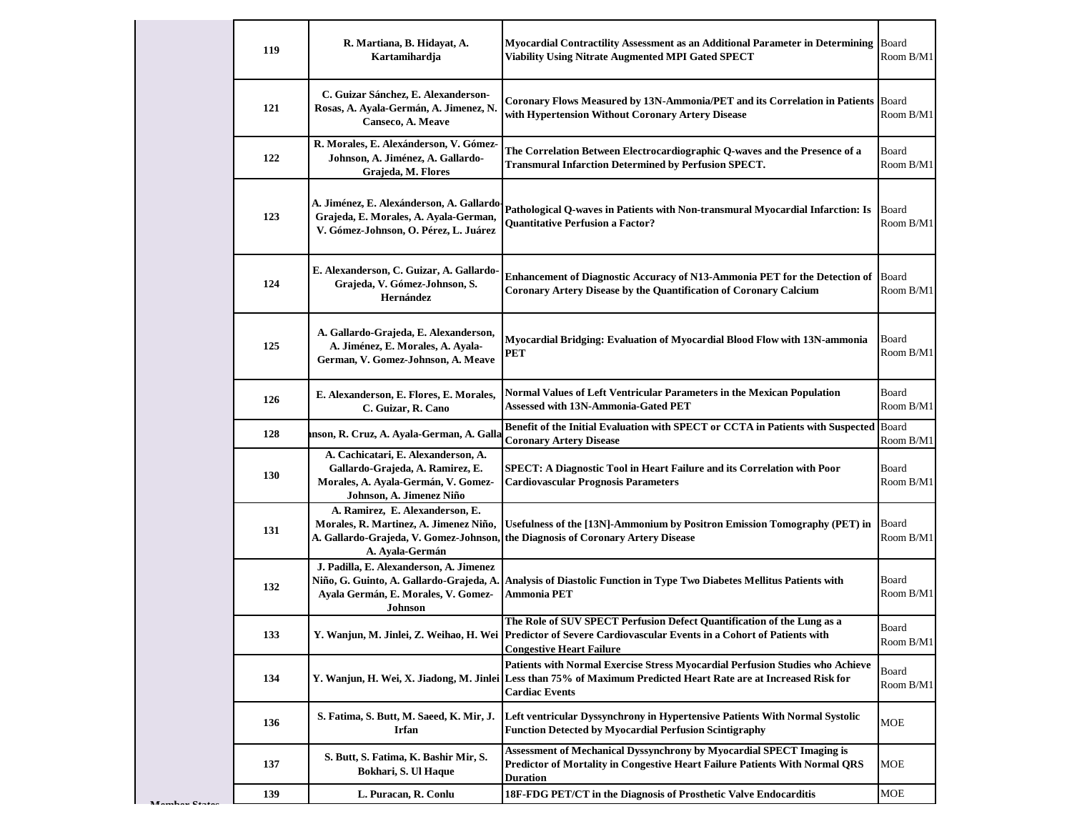| | | | |
|---|---|---|---|
| 119 | R. Martiana, B. Hidayat, A. Kartamihardja | Myocardial Contractility Assessment as an Additional Parameter in Determining Viability Using Nitrate Augmented MPI Gated SPECT | Board Room B/M1 |
| 121 | C. Guizar Sánchez, E. Alexanderson-Rosas, A. Ayala-Germán, A. Jimenez, N. Canseco, A. Meave | Coronary Flows Measured by 13N-Ammonia/PET and its Correlation in Patients with Hypertension Without Coronary Artery Disease | Board Room B/M1 |
| 122 | R. Morales, E. Alexánderson, V. Gómez-Johnson, A. Jiménez, A. Gallardo-Grajeda, M. Flores | The Correlation Between Electrocardiographic Q-waves and the Presence of a Transmural Infarction Determined by Perfusion SPECT. | Board Room B/M1 |
| 123 | A. Jiménez, E. Alexánderson, A. Gallardo-Grajeda, E. Morales, A. Ayala-German, V. Gómez-Johnson, O. Pérez, L. Juárez | Pathological Q-waves in Patients with Non-transmural Myocardial Infarction: Is Quantitative Perfusion a Factor? | Board Room B/M1 |
| 124 | E. Alexanderson, C. Guizar, A. Gallardo-Grajeda, V. Gómez-Johnson, S. Hernández | Enhancement of Diagnostic Accuracy of N13-Ammonia PET for the Detection of Coronary Artery Disease by the Quantification of Coronary Calcium | Board Room B/M1 |
| 125 | A. Gallardo-Grajeda, E. Alexanderson, A. Jiménez, E. Morales, A. Ayala-German, V. Gomez-Johnson, A. Meave | Myocardial Bridging: Evaluation of Myocardial Blood Flow with 13N-ammonia PET | Board Room B/M1 |
| 126 | E. Alexanderson, E. Flores, E. Morales, C. Guizar, R. Cano | Normal Values of Left Ventricular Parameters in the Mexican Population Assessed with 13N-Ammonia-Gated PET | Board Room B/M1 |
| 128 | ınson, R. Cruz, A. Ayala-German, A. Galla | Benefit of the Initial Evaluation with SPECT or CCTA in Patients with Suspected Coronary Artery Disease | Board Room B/M1 |
| 130 | A. Cachicatari, E. Alexanderson, A. Gallardo-Grajeda, A. Ramirez, E. Morales, A. Ayala-Germán, V. Gomez-Johnson, A. Jimenez Niño | SPECT: A Diagnostic Tool in Heart Failure and its Correlation with Poor Cardiovascular Prognosis Parameters | Board Room B/M1 |
| 131 | A. Ramirez, E. Alexanderson, E. Morales, R. Martinez, A. Jimenez Niño, A. Gallardo-Grajeda, V. Gomez-Johnson, A. Ayala-Germán | Usefulness of the [13N]-Ammonium by Positron Emission Tomography (PET) in the Diagnosis of Coronary Artery Disease | Board Room B/M1 |
| 132 | J. Padilla, E. Alexanderson, A. Jimenez Niño, G. Guinto, A. Gallardo-Grajeda, A. Ayala Germán, E. Morales, V. Gomez-Johnson | Analysis of Diastolic Function in Type Two Diabetes Mellitus Patients with Ammonia PET | Board Room B/M1 |
| 133 | Y. Wanjun, M. Jinlei, Z. Weihao, H. Wei | The Role of SUV SPECT Perfusion Defect Quantification of the Lung as a Predictor of Severe Cardiovascular Events in a Cohort of Patients with Congestive Heart Failure | Board Room B/M1 |
| 134 | Y. Wanjun, H. Wei, X. Jiadong, M. Jinlei | Patients with Normal Exercise Stress Myocardial Perfusion Studies who Achieve Less than 75% of Maximum Predicted Heart Rate are at Increased Risk for Cardiac Events | Board Room B/M1 |
| 136 | S. Fatima, S. Butt, M. Saeed, K. Mir, J. Irfan | Left ventricular Dyssynchrony in Hypertensive Patients With Normal Systolic Function Detected by Myocardial Perfusion Scintigraphy | MOE |
| 137 | S. Butt, S. Fatima, K. Bashir Mir, S. Bokhari, S. Ul Haque | Assessment of Mechanical Dyssynchrony by Myocardial SPECT Imaging is Predictor of Mortality in Congestive Heart Failure Patients With Normal QRS Duration | MOE |
| 139 | L. Puracan, R. Conlu | 18F-FDG PET/CT in the Diagnosis of Prosthetic Valve Endocarditis | MOE |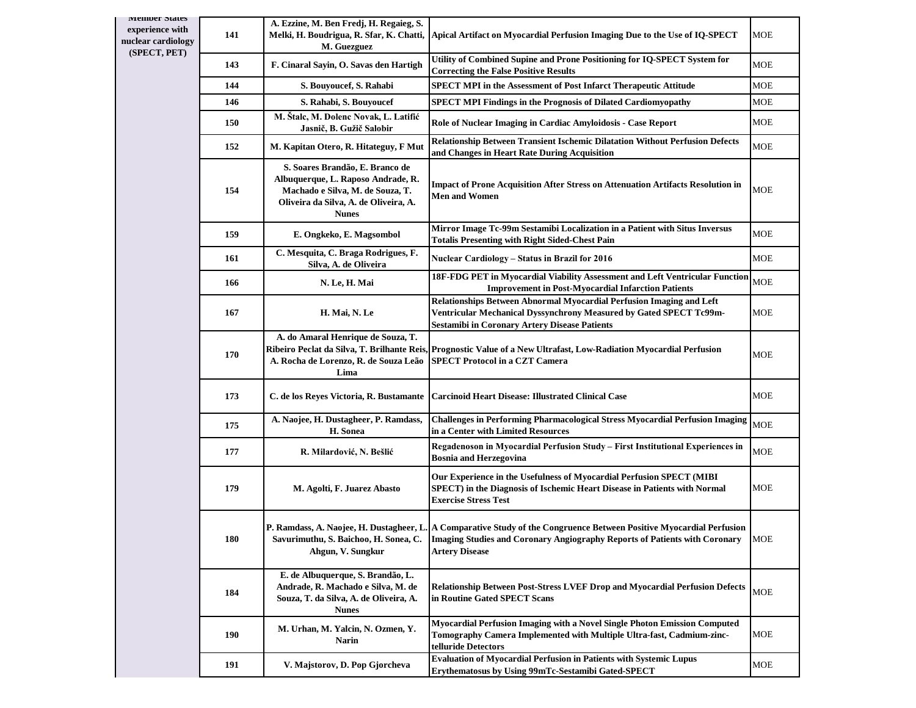| Member States experience with nuclear cardiology (SPECT, PET) | 141 | A. Ezzine, M. Ben Fredj, H. Regaieg, S. Melki, H. Boudrigua, R. Sfar, K. Chatti, M. Guezguez | Apical Artifact on Myocardial Perfusion Imaging Due to the Use of IQ-SPECT | MOE |
|---|---|---|---|---|
| | 143 | F. Cinaral Sayin, O. Savas den Hartigh | Utility of Combined Supine and Prone Positioning for IQ-SPECT System for Correcting the False Positive Results | MOE |
| | 144 | S. Bouyoucef, S. Rahabi | SPECT MPI in the Assessment of Post Infarct Therapeutic Attitude | MOE |
| | 146 | S. Rahabi, S. Bouyoucef | SPECT MPI Findings in the Prognosis of Dilated Cardiomyopathy | MOE |
| | 150 | M. Štalc, M. Dolenc Novak, L. Latifić Jasnič, B. Gužič Salobir | Role of Nuclear Imaging in Cardiac Amyloidosis - Case Report | MOE |
| | 152 | M. Kapitan Otero, R. Hitateguy, F Mut | Relationship Between Transient Ischemic Dilatation Without Perfusion Defects and Changes in Heart Rate During Acquisition | MOE |
| | 154 | S. Soares Brandão, E. Branco de Albuquerque, L. Raposo Andrade, R. Machado e Silva, M. de Souza, T. Oliveira da Silva, A. de Oliveira, A. Nunes | Impact of Prone Acquisition After Stress on Attenuation Artifacts Resolution in Men and Women | MOE |
| | 159 | E. Ongkeko, E. Magsombol | Mirror Image Tc-99m Sestamibi Localization in a Patient with Situs Inversus Totalis Presenting with Right Sided-Chest Pain | MOE |
| | 161 | C. Mesquita, C. Braga Rodrigues, F. Silva, A. de Oliveira | Nuclear Cardiology – Status in Brazil for 2016 | MOE |
| | 166 | N. Le, H. Mai | 18F-FDG PET in Myocardial Viability Assessment and Left Ventricular Function Improvement in Post-Myocardial Infarction Patients | MOE |
| | 167 | H. Mai, N. Le | Relationships Between Abnormal Myocardial Perfusion Imaging and Left Ventricular Mechanical Dyssynchrony Measured by Gated SPECT Tc99m-Sestamibi in Coronary Artery Disease Patients | MOE |
| | 170 | A. do Amaral Henrique de Souza, T. Ribeiro Peclat da Silva, T. Brilhante Reis, A. Rocha de Lorenzo, R. de Souza Leão Lima | Prognostic Value of a New Ultrafast, Low-Radiation Myocardial Perfusion SPECT Protocol in a CZT Camera | MOE |
| | 173 | C. de los Reyes Victoria, R. Bustamante | Carcinoid Heart Disease: Illustrated Clinical Case | MOE |
| | 175 | A. Naojee, H. Dustagheer, P. Ramdass, H. Sonea | Challenges in Performing Pharmacological Stress Myocardial Perfusion Imaging in a Center with Limited Resources | MOE |
| | 177 | R. Milardović, N. Bešlić | Regadenoson in Myocardial Perfusion Study – First Institutional Experiences in Bosnia and Herzegovina | MOE |
| | 179 | M. Agolti, F. Juarez Abasto | Our Experience in the Usefulness of Myocardial Perfusion SPECT (MIBI SPECT) in the Diagnosis of Ischemic Heart Disease in Patients with Normal Exercise Stress Test | MOE |
| | 180 | P. Ramdass, A. Naojee, H. Dustagheer, L. Savurimuthu, S. Baichoo, H. Sonea, C. Ahgun, V. Sungkur | A Comparative Study of the Congruence Between Positive Myocardial Perfusion Imaging Studies and Coronary Angiography Reports of Patients with Coronary Artery Disease | MOE |
| | 184 | E. de Albuquerque, S. Brandão, L. Andrade, R. Machado e Silva, M. de Souza, T. da Silva, A. de Oliveira, A. Nunes | Relationship Between Post-Stress LVEF Drop and Myocardial Perfusion Defects in Routine Gated SPECT Scans | MOE |
| | 190 | M. Urhan, M. Yalcin, N. Ozmen, Y. Narin | Myocardial Perfusion Imaging with a Novel Single Photon Emission Computed Tomography Camera Implemented with Multiple Ultra-fast, Cadmium-zinc-telluride Detectors | MOE |
| | 191 | V. Majstorov, D. Pop Gjorcheva | Evaluation of Myocardial Perfusion in Patients with Systemic Lupus Erythematosus by Using 99mTc-Sestamibi Gated-SPECT | MOE |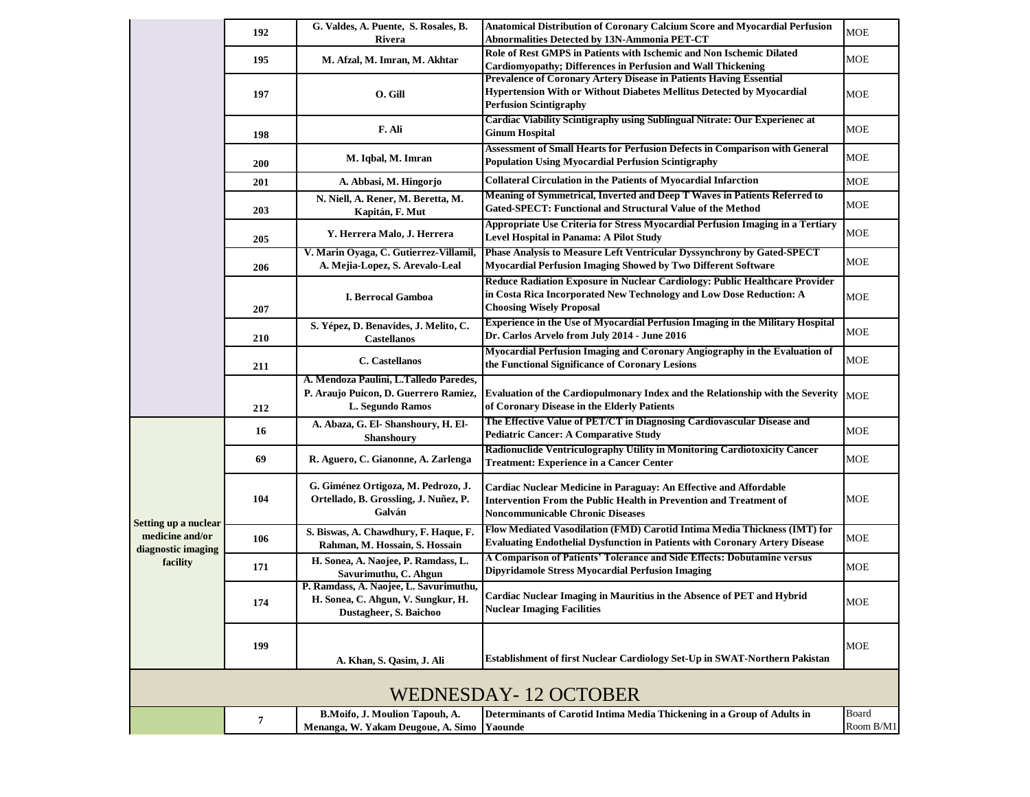| | | | | |
|---|---|---|---|---|
| | 192 | G. Valdes, A. Puente, S. Rosales, B. Rivera | Anatomical Distribution of Coronary Calcium Score and Myocardial Perfusion Abnormalities Detected by 13N-Ammonia PET-CT | MOE |
| | 195 | M. Afzal, M. Imran, M. Akhtar | Role of Rest GMPS in Patients with Ischemic and Non Ischemic Dilated Cardiomyopathy; Differences in Perfusion and Wall Thickening | MOE |
| | 197 | O. Gill | Prevalence of Coronary Artery Disease in Patients Having Essential Hypertension With or Without Diabetes Mellitus Detected by Myocardial Perfusion Scintigraphy | MOE |
| | 198 | F. Ali | Cardiac Viability Scintigraphy using Sublingual Nitrate: Our Experienec at Ginum Hospital | MOE |
| | 200 | M. Iqbal, M. Imran | Assessment of Small Hearts for Perfusion Defects in Comparison with General Population Using Myocardial Perfusion Scintigraphy | MOE |
| | 201 | A. Abbasi, M. Hingorjo | Collateral Circulation in the Patients of Myocardial Infarction | MOE |
| | 203 | N. Niell, A. Rener, M. Beretta, M. Kapitán, F. Mut | Meaning of Symmetrical, Inverted and Deep T Waves in Patients Referred to Gated-SPECT: Functional and Structural Value of the Method | MOE |
| | 205 | Y. Herrera Malo, J. Herrera | Appropriate Use Criteria for Stress Myocardial Perfusion Imaging in a Tertiary Level Hospital in Panama: A Pilot Study | MOE |
| | 206 | V. Marin Oyaga, C. Gutierrez-Villamil, A. Mejia-Lopez, S. Arevalo-Leal | Phase Analysis to Measure Left Ventricular Dyssynchrony by Gated-SPECT Myocardial Perfusion Imaging Showed by Two Different Software | MOE |
| | 207 | I. Berrocal Gamboa | Reduce Radiation Exposure in Nuclear Cardiology: Public Healthcare Provider in Costa Rica Incorporated New Technology and Low Dose Reduction: A Choosing Wisely Proposal | MOE |
| | 210 | S. Yépez, D. Benavides, J. Melito, C. Castellanos | Experience in the Use of Myocardial Perfusion Imaging in the Military Hospital Dr. Carlos Arvelo from July 2014 - June 2016 | MOE |
| | 211 | C. Castellanos | Myocardial Perfusion Imaging and Coronary Angiography in the Evaluation of the Functional Significance of Coronary Lesions | MOE |
| | 212 | A. Mendoza Paulini, L.Talledo Paredes, P. Araujo Puicon, D. Guerrero Ramiez, L. Segundo Ramos | Evaluation of the Cardiopulmonary Index and the Relationship with the Severity of Coronary Disease in the Elderly Patients | MOE |
| Setting up a nuclear medicine and/or diagnostic imaging facility | 16 | A. Abaza, G. El- Shanshoury, H. El-Shanshoury | The Effective Value of PET/CT in Diagnosing Cardiovascular Disease and Pediatric Cancer: A Comparative Study | MOE |
| | 69 | R. Aguero, C. Gianonne, A. Zarlenga | Radionuclide Ventriculography Utility in Monitoring Cardiotoxicity Cancer Treatment: Experience in a Cancer Center | MOE |
| | 104 | G. Giménez Ortigoza, M. Pedrozo, J. Ortellado, B. Grossling, J. Nuñez, P. Galván | Cardiac Nuclear Medicine in Paraguay: An Effective and Affordable Intervention From the Public Health in Prevention and Treatment of Noncommunicable Chronic Diseases | MOE |
| | 106 | S. Biswas, A. Chawdhury, F. Haque, F. Rahman, M. Hossain, S. Hossain | Flow Mediated Vasodilation (FMD) Carotid Intima Media Thickness (IMT) for Evaluating Endothelial Dysfunction in Patients with Coronary Artery Disease | MOE |
| | 171 | H. Sonea, A. Naojee, P. Ramdass, L. Savurimuthu, C. Ahgun | A Comparison of Patients' Tolerance and Side Effects: Dobutamine versus Dipyridamole Stress Myocardial Perfusion Imaging | MOE |
| | 174 | P. Ramdass, A. Naojee, L. Savurimuthu, H. Sonea, C. Ahgun, V. Sungkur, H. Dustagheer, S. Baichoo | Cardiac Nuclear Imaging in Mauritius in the Absence of PET and Hybrid Nuclear Imaging Facilities | MOE |
| | 199 | A. Khan, S. Qasim, J. Ali | Establishment of first Nuclear Cardiology Set-Up in SWAT-Northern Pakistan | MOE |

## WEDNESDAY- 12 OCTOBER

| | | | | |
|---|---|---|---|---|
| | 7 | B.Moifo, J. Moulion Tapouh, A. Menanga, W. Yakam Deugoue, A. Simo | Determinants of Carotid Intima Media Thickening in a Group of Adults in Yaounde | Board Room B/M1 |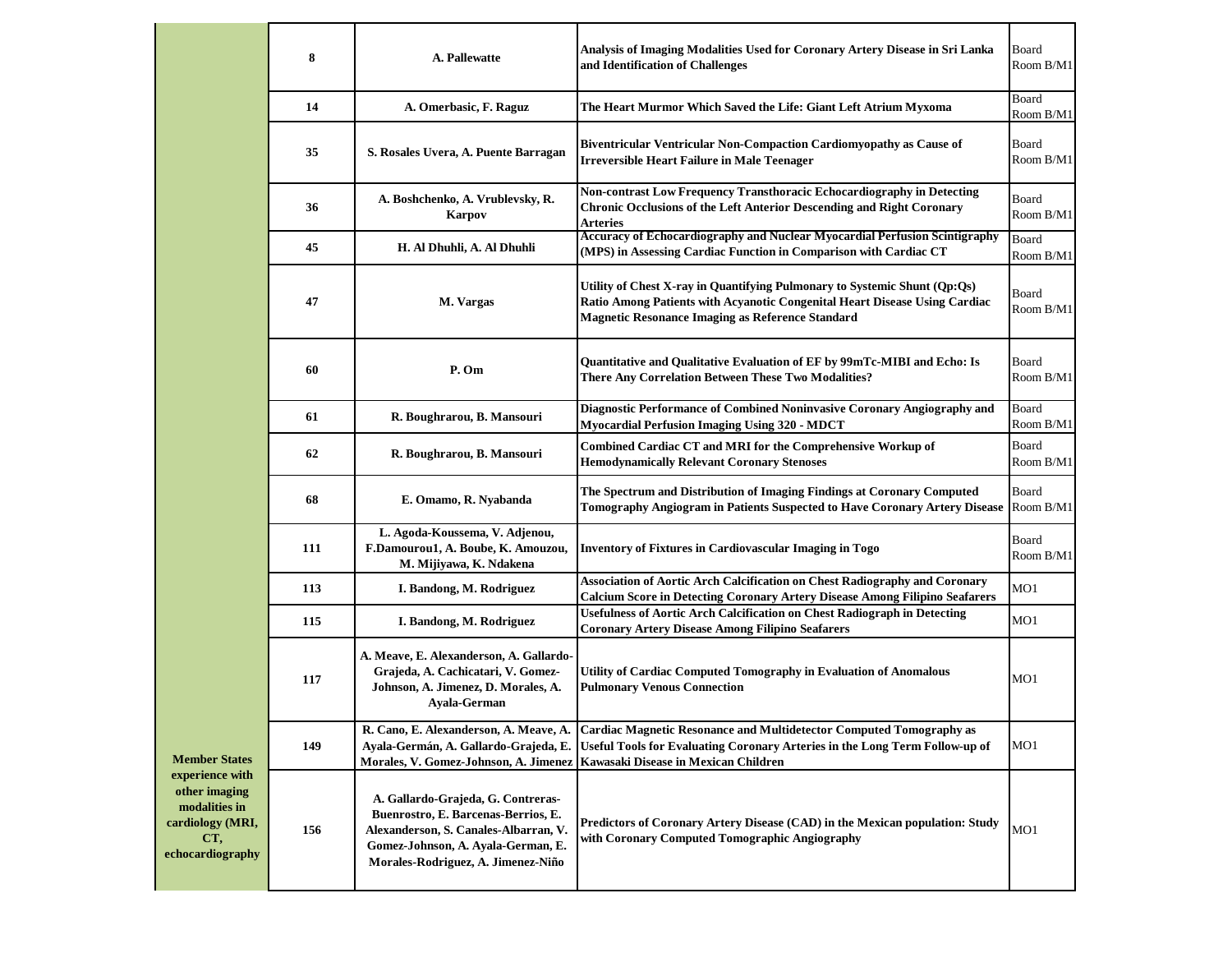| Member States experience with other imaging modalities in cardiology (MRI, CT, echocardiography | No. | Authors | Title | Room |
|---|---|---|---|---|
| | 8 | A. Pallewatte | Analysis of Imaging Modalities Used for Coronary Artery Disease in Sri Lanka and Identification of Challenges | Board Room B/M1 |
| | 14 | A. Omerbasic, F. Raguz | The Heart Murmor Which Saved the Life: Giant Left Atrium Myxoma | Board Room B/M1 |
| | 35 | S. Rosales Uvera, A. Puente Barragan | Biventricular Ventricular Non-Compaction Cardiomyopathy as Cause of Irreversible Heart Failure in Male Teenager | Board Room B/M1 |
| | 36 | A. Boshchenko, A. Vrublevsky, R. Karpov | Non-contrast Low Frequency Transthoracic Echocardiography in Detecting Chronic Occlusions of the Left Anterior Descending and Right Coronary Arteries | Board Room B/M1 |
| | 45 | H. Al Dhuhli, A. Al Dhuhli | Accuracy of Echocardiography and Nuclear Myocardial Perfusion Scintigraphy (MPS) in Assessing Cardiac Function in Comparison with Cardiac CT | Board Room B/M1 |
| | 47 | M. Vargas | Utility of Chest X-ray in Quantifying Pulmonary to Systemic Shunt (Qp:Qs) Ratio Among Patients with Acyanotic Congenital Heart Disease Using Cardiac Magnetic Resonance Imaging as Reference Standard | Board Room B/M1 |
| | 60 | P. Om | Quantitative and Qualitative Evaluation of EF by 99mTc-MIBI and Echo: Is There Any Correlation Between These Two Modalities? | Board Room B/M1 |
| | 61 | R. Boughrarou, B. Mansouri | Diagnostic Performance of Combined Noninvasive Coronary Angiography and Myocardial Perfusion Imaging Using 320 - MDCT | Board Room B/M1 |
| | 62 | R. Boughrarou, B. Mansouri | Combined Cardiac CT and MRI for the Comprehensive Workup of Hemodynamically Relevant Coronary Stenoses | Board Room B/M1 |
| | 68 | E. Omamo, R. Nyabanda | The Spectrum and Distribution of Imaging Findings at Coronary Computed Tomography Angiogram in Patients Suspected to Have Coronary Artery Disease | Board Room B/M1 |
| | 111 | L. Agoda-Koussema, V. Adjenou, F.Damourou1, A. Boube, K. Amouzou, M. Mijiyawa, K. Ndakena | Inventory of Fixtures in Cardiovascular Imaging in Togo | Board Room B/M1 |
| | 113 | I. Bandong, M. Rodriguez | Association of Aortic Arch Calcification on Chest Radiography and Coronary Calcium Score in Detecting Coronary Artery Disease Among Filipino Seafarers | MO1 |
| | 115 | I. Bandong, M. Rodriguez | Usefulness of Aortic Arch Calcification on Chest Radiograph in Detecting Coronary Artery Disease Among Filipino Seafarers | MO1 |
| | 117 | A. Meave, E. Alexanderson, A. Gallardo-Grajeda, A. Cachicatari, V. Gomez-Johnson, A. Jimenez, D. Morales, A. Ayala-German | Utility of Cardiac Computed Tomography in Evaluation of Anomalous Pulmonary Venous Connection | MO1 |
| | 149 | R. Cano, E. Alexanderson, A. Meave, A. Ayala-Germán, A. Gallardo-Grajeda, E. Morales, V. Gomez-Johnson, A. Jimenez | Cardiac Magnetic Resonance and Multidetector Computed Tomography as Useful Tools for Evaluating Coronary Arteries in the Long Term Follow-up of Kawasaki Disease in Mexican Children | MO1 |
| | 156 | A. Gallardo-Grajeda, G. Contreras-Buenrostro, E. Barcenas-Berrios, E. Alexanderson, S. Canales-Albarran, V. Gomez-Johnson, A. Ayala-German, E. Morales-Rodriguez, A. Jimenez-Niño | Predictors of Coronary Artery Disease (CAD) in the Mexican population: Study with Coronary Computed Tomographic Angiography | MO1 |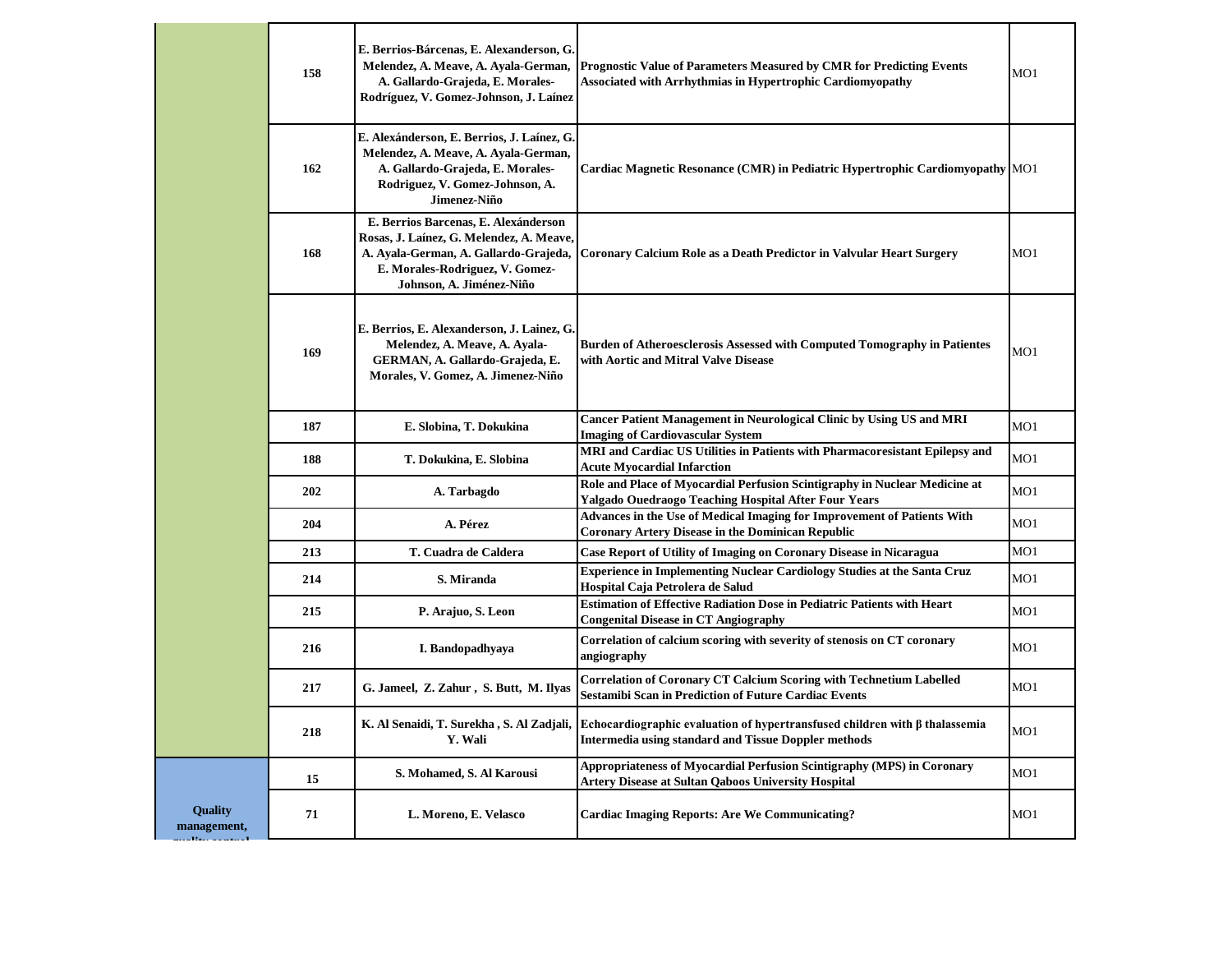| | | | | |
|---|---|---|---|---|
| | 158 | E. Berrios-Bárcenas, E. Alexanderson, G. Melendez, A. Meave, A. Ayala-German, A. Gallardo-Grajeda, E. Morales-Rodríguez, V. Gomez-Johnson, J. Laínez | Prognostic Value of Parameters Measured by CMR for Predicting Events Associated with Arrhythmias in Hypertrophic Cardiomyopathy | MO1 |
| | 162 | E. Alexánderson, E. Berrios, J. Laínez, G. Melendez, A. Meave, A. Ayala-German, A. Gallardo-Grajeda, E. Morales-Rodriguez, V. Gomez-Johnson, A. Jimenez-Niño | Cardiac Magnetic Resonance (CMR) in Pediatric Hypertrophic Cardiomyopathy | MO1 |
| | 168 | E. Berrios Barcenas, E. Alexánderson Rosas, J. Laínez, G. Melendez, A. Meave, A. Ayala-German, A. Gallardo-Grajeda, E. Morales-Rodriguez, V. Gomez-Johnson, A. Jiménez-Niño | Coronary Calcium Role as a Death Predictor in Valvular Heart Surgery | MO1 |
| | 169 | E. Berrios, E. Alexanderson, J. Lainez, G. Melendez, A. Meave, A. Ayala-GERMAN, A. Gallardo-Grajeda, E. Morales, V. Gomez, A. Jimenez-Niño | Burden of Atheroesclerosis Assessed with Computed Tomography in Patientes with Aortic and Mitral Valve Disease | MO1 |
| | 187 | E. Slobina, T. Dokukina | Cancer Patient Management in Neurological Clinic by Using US and MRI Imaging of Cardiovascular System | MO1 |
| | 188 | T. Dokukina, E. Slobina | MRI and Cardiac US Utilities in Patients with Pharmacoresistant Epilepsy and Acute Myocardial Infarction | MO1 |
| | 202 | A. Tarbagdo | Role and Place of Myocardial Perfusion Scintigraphy in Nuclear Medicine at Yalgado Ouedraogo Teaching Hospital After Four Years | MO1 |
| | 204 | A. Pérez | Advances in the Use of Medical Imaging for Improvement of Patients With Coronary Artery Disease in the Dominican Republic | MO1 |
| | 213 | T. Cuadra de Caldera | Case Report of Utility of Imaging on Coronary Disease in Nicaragua | MO1 |
| | 214 | S. Miranda | Experience in Implementing Nuclear Cardiology Studies at the Santa Cruz Hospital Caja Petrolera de Salud | MO1 |
| | 215 | P. Arajuo, S. Leon | Estimation of Effective Radiation Dose in Pediatric Patients with Heart Congenital Disease in CT Angiography | MO1 |
| | 216 | I. Bandopadhyaya | Correlation of calcium scoring with severity of stenosis on CT coronary angiography | MO1 |
| | 217 | G. Jameel, Z. Zahur, S. Butt, M. Ilyas | Correlation of Coronary CT Calcium Scoring with Technetium Labelled Sestamibi Scan in Prediction of Future Cardiac Events | MO1 |
| | 218 | K. Al Senaidi, T. Surekha, S. Al Zadjali, Y. Wali | Echocardiographic evaluation of hypertransfused children with β thalassemia Intermedia using standard and Tissue Doppler methods | MO1 |
| Quality management, quality control | 15 | S. Mohamed, S. Al Karousi | Appropriateness of Myocardial Perfusion Scintigraphy (MPS) in Coronary Artery Disease at Sultan Qaboos University Hospital | MO1 |
| | 71 | L. Moreno, E. Velasco | Cardiac Imaging Reports: Are We Communicating? | MO1 |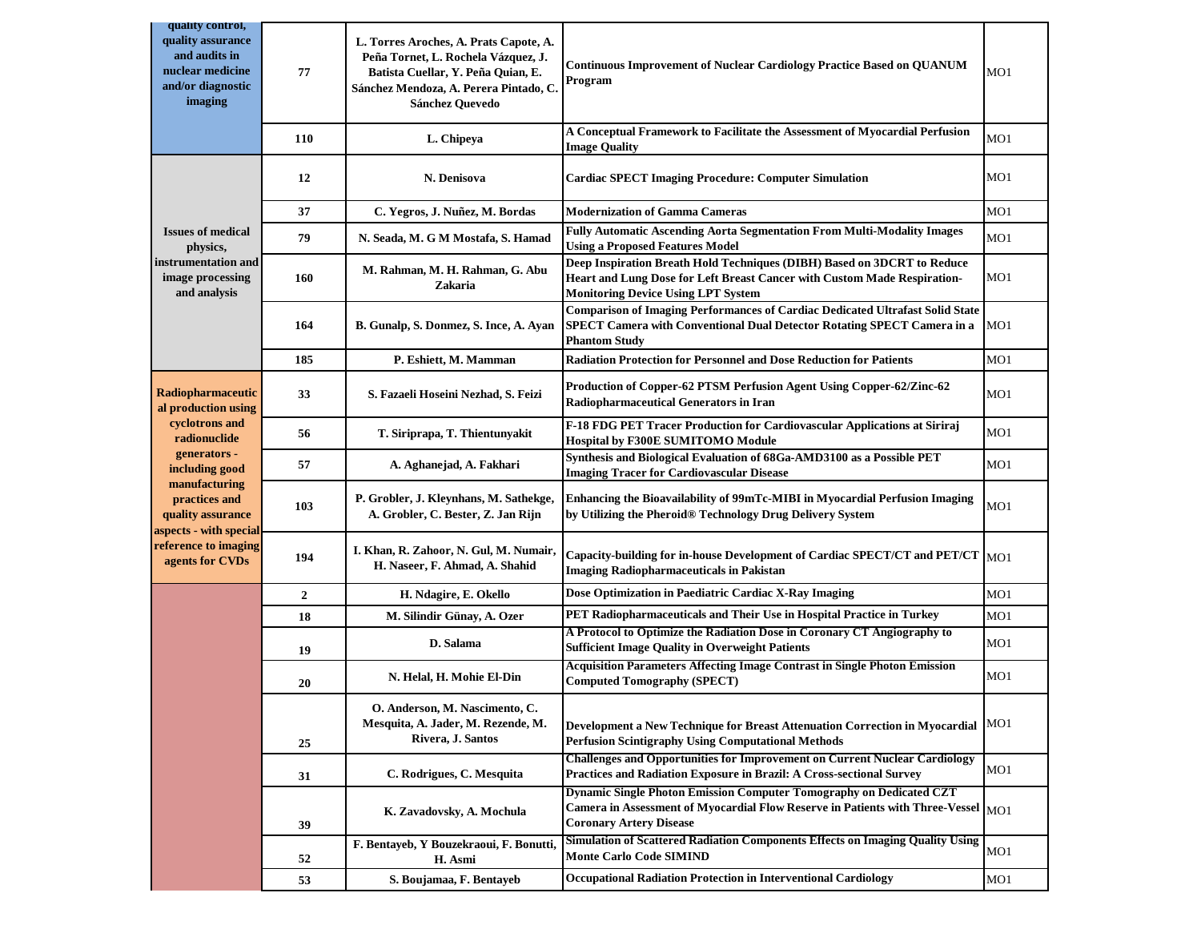| | | | | |
|---|---|---|---|---|
| quality control, quality assurance and audits in nuclear medicine and/or diagnostic imaging | 77 | L. Torres Aroches, A. Prats Capote, A. Peña Tornet, L. Rochela Vázquez, J. Batista Cuellar, Y. Peña Quian, E. Sánchez Mendoza, A. Perera Pintado, C. Sánchez Quevedo | Continuous Improvement of Nuclear Cardiology Practice Based on QUANUM Program | MO1 |
| | 110 | L. Chipeya | A Conceptual Framework to Facilitate the Assessment of Myocardial Perfusion Image Quality | MO1 |
| Issues of medical physics, instrumentation and image processing and analysis | 12 | N. Denisova | Cardiac SPECT Imaging Procedure: Computer Simulation | MO1 |
| | 37 | C. Yegros, J. Nuñez, M. Bordas | Modernization of Gamma Cameras | MO1 |
| | 79 | N. Seada, M. G M Mostafa, S. Hamad | Fully Automatic Ascending Aorta Segmentation From Multi-Modality Images Using a Proposed Features Model | MO1 |
| | 160 | M. Rahman, M. H. Rahman, G. Abu Zakaria | Deep Inspiration Breath Hold Techniques (DIBH) Based on 3DCRT to Reduce Heart and Lung Dose for Left Breast Cancer with Custom Made Respiration-Monitoring Device Using LPT System | MO1 |
| | 164 | B. Gunalp, S. Donmez, S. Ince, A. Ayan | Comparison of Imaging Performances of Cardiac Dedicated Ultrafast Solid State SPECT Camera with Conventional Dual Detector Rotating SPECT Camera in a Phantom Study | MO1 |
| | 185 | P. Eshiett, M. Mamman | Radiation Protection for Personnel and Dose Reduction for Patients | MO1 |
| Radiopharmaceutical production using cyclotrons and radionuclide generators - including good manufacturing practices and quality assurance aspects - with special reference to imaging agents for CVDs | 33 | S. Fazaeli Hoseini Nezhad, S. Feizi | Production of Copper-62 PTSM Perfusion Agent Using Copper-62/Zinc-62 Radiopharmaceutical Generators in Iran | MO1 |
| | 56 | T. Siriprapa, T. Thientunyakit | F-18 FDG PET Tracer Production for Cardiovascular Applications at Siriraj Hospital by F300E SUMITOMO Module | MO1 |
| | 57 | A. Aghanejad, A. Fakhari | Synthesis and Biological Evaluation of 68Ga-AMD3100 as a Possible PET Imaging Tracer for Cardiovascular Disease | MO1 |
| | 103 | P. Grobler, J. Kleynhans, M. Sathekge, A. Grobler, C. Bester, Z. Jan Rijn | Enhancing the Bioavailability of 99mTc-MIBI in Myocardial Perfusion Imaging by Utilizing the Pheroid® Technology Drug Delivery System | MO1 |
| | 194 | I. Khan, R. Zahoor, N. Gul, M. Numair, H. Naseer, F. Ahmad, A. Shahid | Capacity-building for in-house Development of Cardiac SPECT/CT and PET/CT Imaging Radiopharmaceuticals in Pakistan | MO1 |
| | 2 | H. Ndagire, E. Okello | Dose Optimization in Paediatric Cardiac X-Ray Imaging | MO1 |
| | 18 | M. Silindir Günay, A. Ozer | PET Radiopharmaceuticals and Their Use in Hospital Practice in Turkey | MO1 |
| | 19 | D. Salama | A Protocol to Optimize the Radiation Dose in Coronary CT Angiography to Sufficient Image Quality in Overweight Patients | MO1 |
| | 20 | N. Helal, H. Mohie El-Din | Acquisition Parameters Affecting Image Contrast in Single Photon Emission Computed Tomography (SPECT) | MO1 |
| | 25 | O. Anderson, M. Nascimento, C. Mesquita, A. Jader, M. Rezende, M. Rivera, J. Santos | Development a New Technique for Breast Attenuation Correction in Myocardial Perfusion Scintigraphy Using Computational Methods | MO1 |
| | 31 | C. Rodrigues, C. Mesquita | Challenges and Opportunities for Improvement on Current Nuclear Cardiology Practices and Radiation Exposure in Brazil: A Cross-sectional Survey | MO1 |
| | 39 | K. Zavadovsky, A. Mochula | Dynamic Single Photon Emission Computer Tomography on Dedicated CZT Camera in Assessment of Myocardial Flow Reserve in Patients with Three-Vessel Coronary Artery Disease | MO1 |
| | 52 | F. Bentayeb, Y Bouzekraoui, F. Bonutti, H. Asmi | Simulation of Scattered Radiation Components Effects on Imaging Quality Using Monte Carlo Code SIMIND | MO1 |
| | 53 | S. Boujamaa, F. Bentayeb | Occupational Radiation Protection in Interventional Cardiology | MO1 |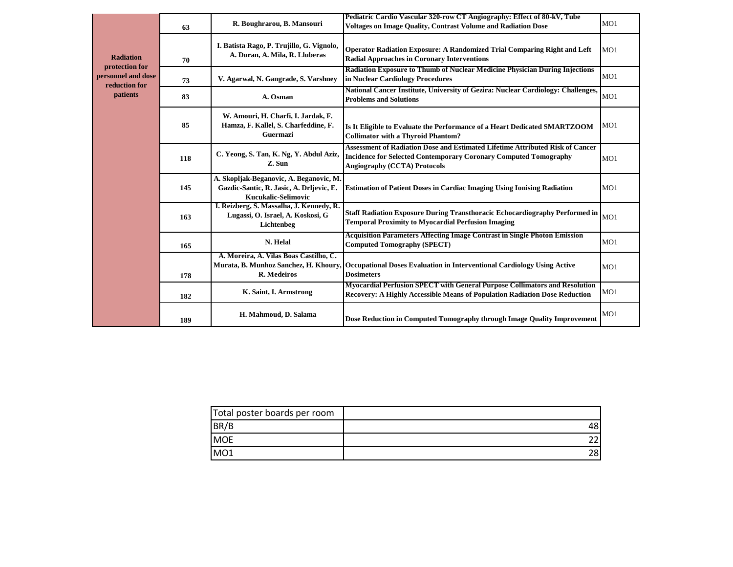| | | | | |
|---|---|---|---|---|
| **Radiation protection for personnel and dose reduction for patients** | **63** | **R. Boughrarou, B. Mansouri** | **Pediatric Cardio Vascular 320-row CT Angiography: Effect of 80-kV, Tube Voltages on Image Quality, Contrast Volume and Radiation Dose** | MO1 |
| | **70** | **I. Batista Rago, P. Trujillo, G. Vignolo, A. Duran, A. Mila, R. Lluberas** | **Operator Radiation Exposure: A Randomized Trial Comparing Right and Left Radial Approaches in Coronary Interventions** | MO1 |
| | **73** | **V. Agarwal, N. Gangrade, S. Varshney** | **Radiation Exposure to Thumb of Nuclear Medicine Physician During Injections in Nuclear Cardiology Procedures** | MO1 |
| | **83** | **A. Osman** | **National Cancer Institute, University of Gezira: Nuclear Cardiology: Challenges, Problems and Solutions** | MO1 |
| | **85** | **W. Amouri, H. Charfi, I. Jardak, F. Hamza, F. Kallel, S. Charfeddine, F. Guermazi** | **Is It Eligible to Evaluate the Performance of a Heart Dedicated SMARTZOOM Collimator with a Thyroid Phantom?** | MO1 |
| | **118** | **C. Yeong, S. Tan, K. Ng, Y. Abdul Aziz, Z. Sun** | **Assessment of Radiation Dose and Estimated Lifetime Attributed Risk of Cancer Incidence for Selected Contemporary Coronary Computed Tomography Angiography (CCTA) Protocols** | MO1 |
| | **145** | **A. Skopljak-Beganovic, A. Beganovic, M. Gazdic-Santic, R. Jasic, A. Drljevic, E. Kucukalic-Selimovic** | **Estimation of Patient Doses in Cardiac Imaging Using Ionising Radiation** | MO1 |
| | **163** | **I. Reizberg, S. Massalha, J. Kennedy, R. Lugassi, O. Israel, A. Koskosi, G Lichtenbeg** | **Staff Radiation Exposure During Transthoracic Echocardiography Performed in Temporal Proximity to Myocardial Perfusion Imaging** | MO1 |
| | **165** | **N. Helal** | **Acquisition Parameters Affecting Image Contrast in Single Photon Emission Computed Tomography (SPECT)** | MO1 |
| | **178** | **A. Moreira, A. Vilas Boas Castilho, C. Murata, B. Munhoz Sanchez, H. Khoury, R. Medeiros** | **Occupational Doses Evaluation in Interventional Cardiology Using Active Dosimeters** | MO1 |
| | **182** | **K. Saint, I. Armstrong** | **Myocardial Perfusion SPECT with General Purpose Collimators and Resolution Recovery: A Highly Accessible Means of Population Radiation Dose Reduction** | MO1 |
| | **189** | **H. Mahmoud, D. Salama** | **Dose Reduction in Computed Tomography through Image Quality Improvement** | MO1 |

| Total poster boards per room | |
|---|---|
| BR/B | 48 |
| MOE | 22 |
| MO1 | 28 |